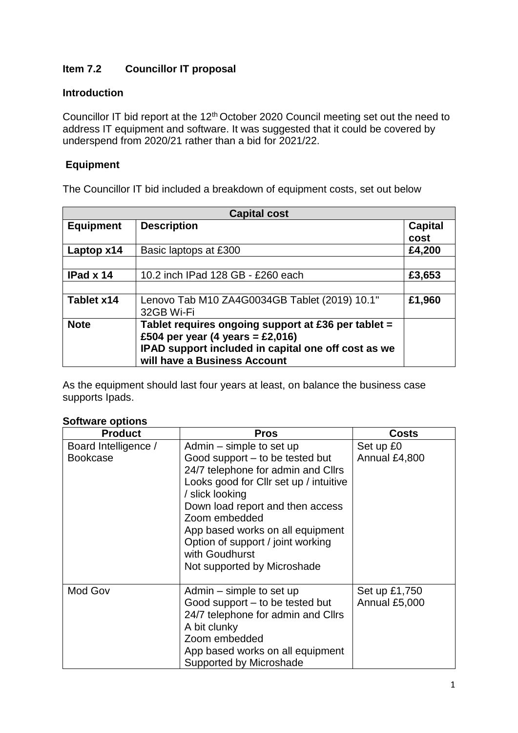**Item 7.2 Councillor IT proposal**

**Introduction**

Councillor IT bid report at the 12th October 2020 Council meeting set out the need to address IT equipment and software. It was suggested that it could be covered by underspend from 2020/21 rather than a bid for 2021/22.

**Equipment**

The Councillor IT bid included a breakdown of equipment costs, set out below

| Capital cost | | |
|---|---|---|
| **Equipment** | **Description** | **Capital cost** |
| **Laptop x14** | Basic laptops at £300 | **£4,200** |
| | | |
| **IPad x 14** | 10.2 inch IPad 128 GB - £260 each | **£3,653** |
| | | |
| **Tablet x14** | Lenovo Tab M10 ZA4G0034GB Tablet (2019) 10.1" 32GB Wi-Fi | **£1,960** |
| **Note** | **Tablet requires ongoing support at £36 per tablet = £504 per year (4 years = £2,016)** **IPAD support included in capital one off cost as we will have a Business Account** | |

As the equipment should last four years at least, on balance the business case supports Ipads.

**Software options**

| Product | Pros | Costs |
|---|---|---|
| Board Intelligence / Bookcase | Admin – simple to set up<br>Good support – to be tested but 24/7 telephone for admin and Cllrs<br>Looks good for Cllr set up / intuitive / slick looking<br>Down load report and then access<br>Zoom embedded<br>App based works on all equipment<br>Option of support / joint working with Goudhurst<br>Not supported by Microshade | Set up £0<br>Annual £4,800 |
| Mod Gov | Admin – simple to set up<br>Good support – to be tested but 24/7 telephone for admin and Cllrs<br>A bit clunky<br>Zoom embedded<br>App based works on all equipment<br>Supported by Microshade | Set up £1,750<br>Annual £5,000 |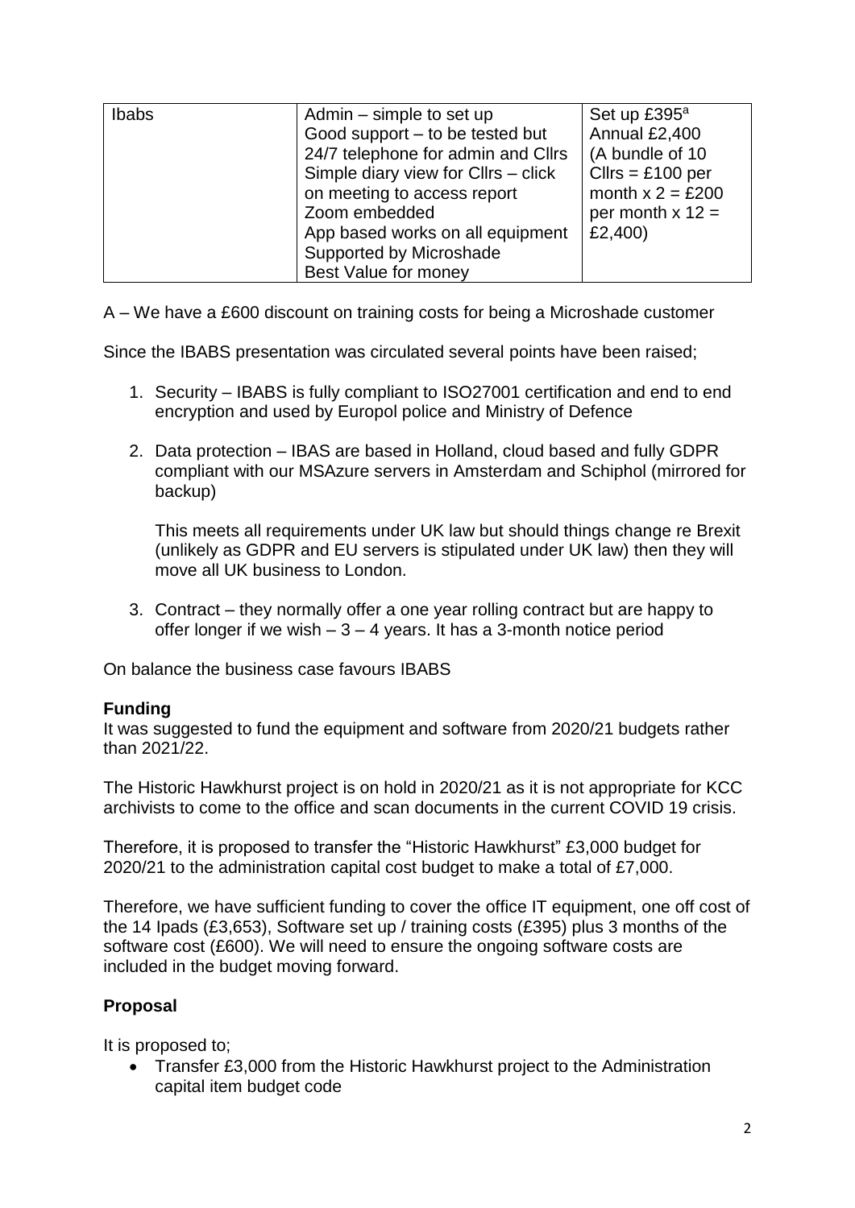| Ibabs | Admin – simple to set up<br>Good support – to be tested but 24/7 telephone for admin and Cllrs<br>Simple diary view for Cllrs – click on meeting to access report<br>Zoom embedded<br>App based works on all equipment<br>Supported by Microshade<br>Best Value for money | Set up £395[a]<br>Annual £2,400<br>(A bundle of 10 Cllrs = £100 per month x 2 = £200 per month x 12 = £2,400) |
|---|---|---|

A – We have a £600 discount on training costs for being a Microshade customer

Since the IBABS presentation was circulated several points have been raised;

1. Security – IBABS is fully compliant to ISO27001 certification and end to end encryption and used by Europol police and Ministry of Defence
2. Data protection – IBAS are based in Holland, cloud based and fully GDPR compliant with our MSAzure servers in Amsterdam and Schiphol (mirrored for backup)

   This meets all requirements under UK law but should things change re Brexit (unlikely as GDPR and EU servers is stipulated under UK law) then they will move all UK business to London.
3. Contract – they normally offer a one year rolling contract but are happy to offer longer if we wish – 3 – 4 years. It has a 3-month notice period

On balance the business case favours IBABS

**Funding**

It was suggested to fund the equipment and software from 2020/21 budgets rather than 2021/22.

The Historic Hawkhurst project is on hold in 2020/21 as it is not appropriate for KCC archivists to come to the office and scan documents in the current COVID 19 crisis.

Therefore, it is proposed to transfer the "Historic Hawkhurst" £3,000 budget for 2020/21 to the administration capital cost budget to make a total of £7,000.

Therefore, we have sufficient funding to cover the office IT equipment, one off cost of the 14 Ipads (£3,653), Software set up / training costs (£395) plus 3 months of the software cost (£600). We will need to ensure the ongoing software costs are included in the budget moving forward.

**Proposal**

It is proposed to;

- Transfer £3,000 from the Historic Hawkhurst project to the Administration capital item budget code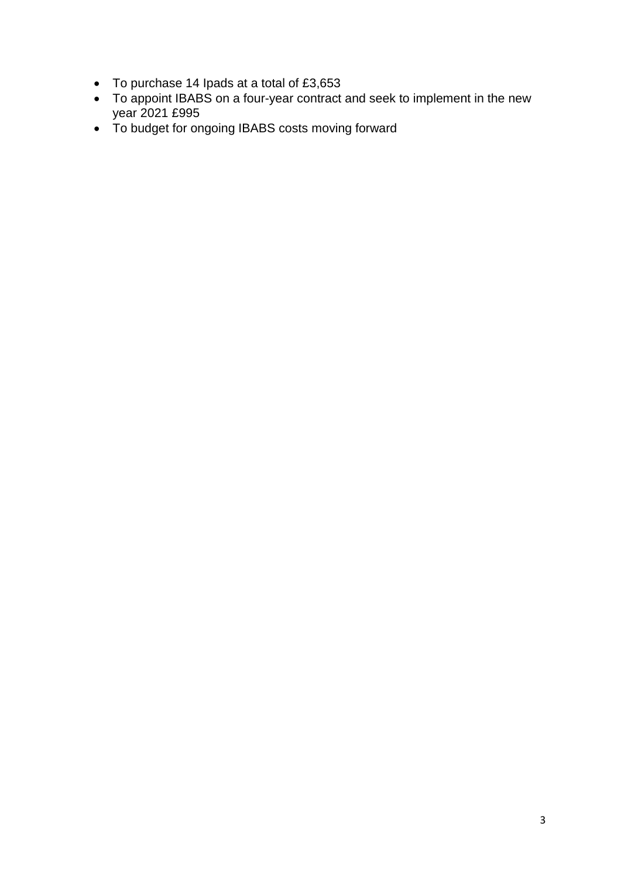- To purchase 14 Ipads at a total of £3,653
- To appoint IBABS on a four-year contract and seek to implement in the new year 2021 £995
- To budget for ongoing IBABS costs moving forward